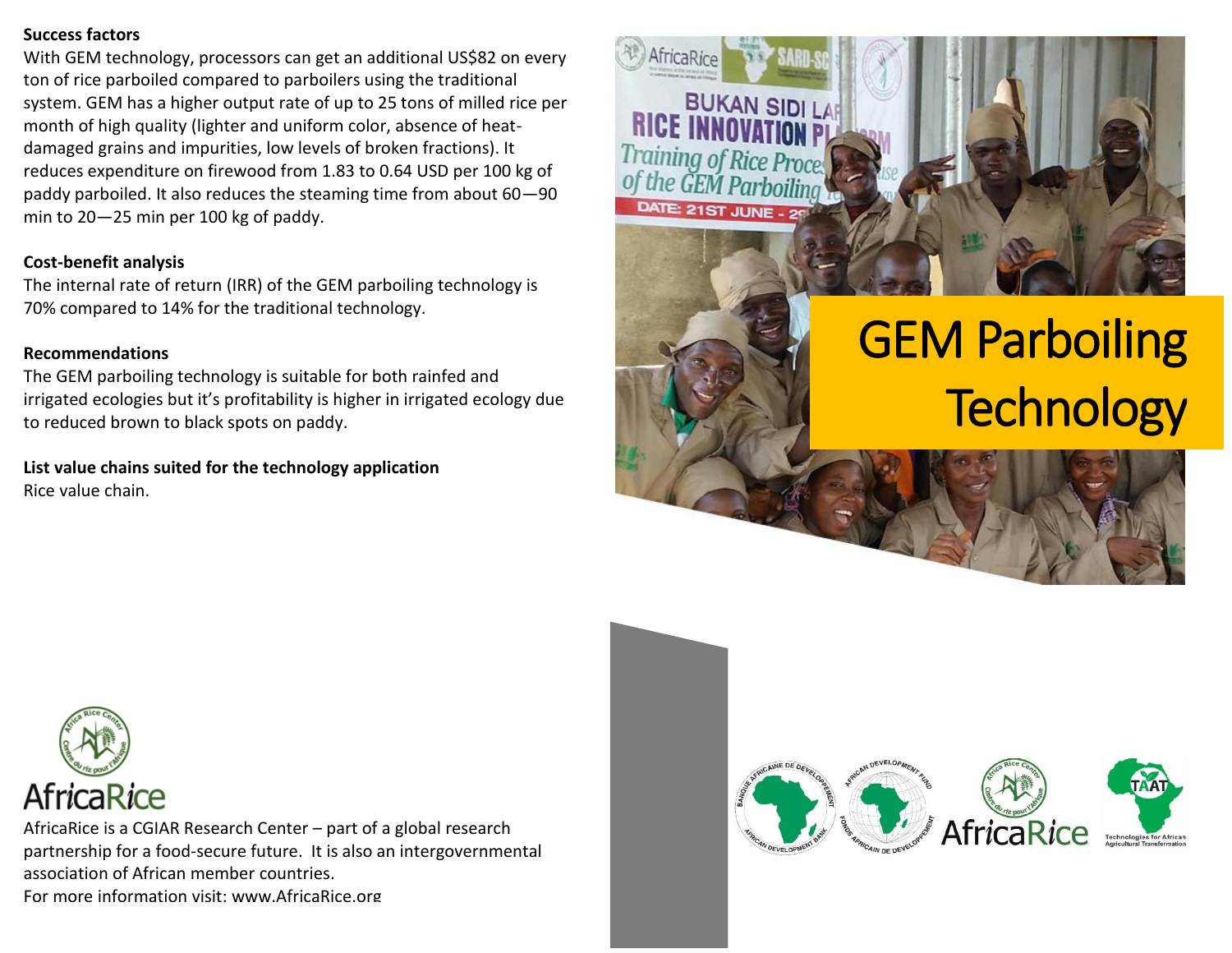# GEM Parboiling Technology

**Success factors**

With GEM technology, processors can get an additional US$82 on every ton of rice parboiled compared to parboilers using the traditional system. GEM has a higher output rate of up to 25 tons of milled rice per month of high quality (lighter and uniform color, absence of heat-damaged grains and impurities, low levels of broken fractions). It reduces expenditure on firewood from 1.83 to 0.64 USD per 100 kg of paddy parboiled. It also reduces the steaming time from about 60—90 min to 20—25 min per 100 kg of paddy.

**Cost-benefit analysis**

The internal rate of return (IRR) of the GEM parboiling technology is 70% compared to 14% for the traditional technology.

**Recommendations**

The GEM parboiling technology is suitable for both rainfed and irrigated ecologies but it's profitability is higher in irrigated ecology due to reduced brown to black spots on paddy.

**List value chains suited for the technology application**

Rice value chain.

AfricaRice

AfricaRice is a CGIAR Research Center – part of a global research partnership for a food-secure future. It is also an intergovernmental association of African member countries.

For more information visit: www.AfricaRice.org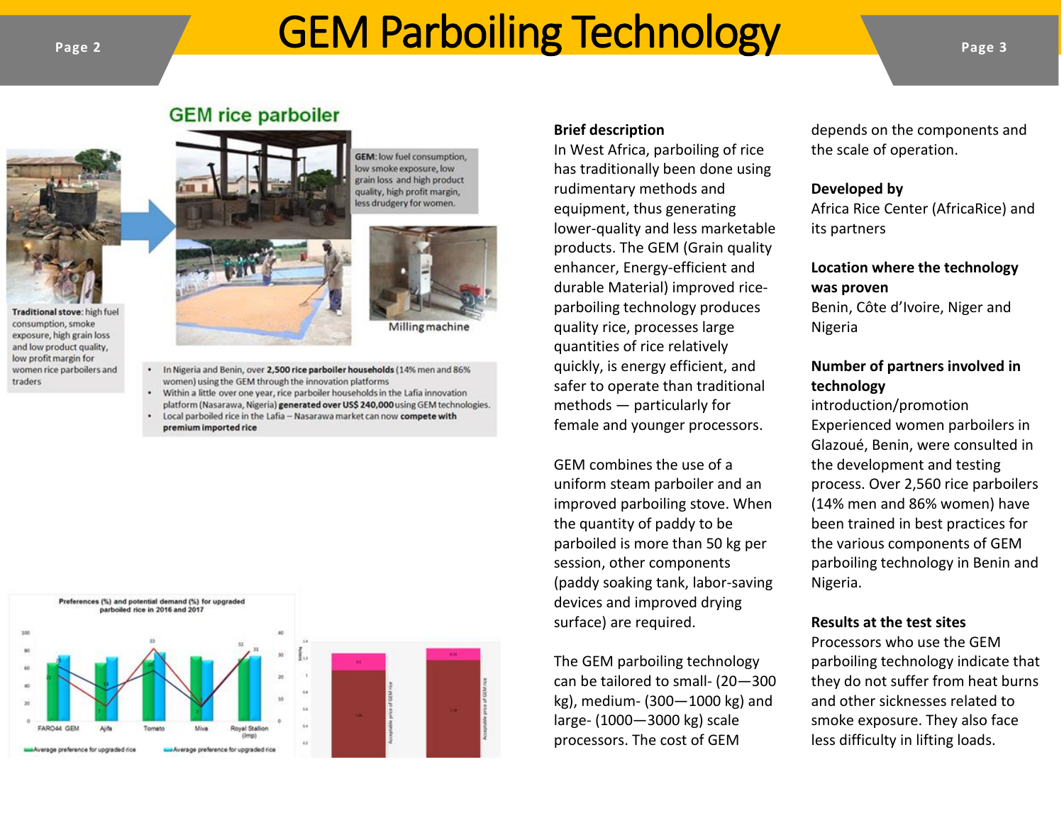# GEM Parboiling Technology

## GEM rice parboiler

Traditional stove: high fuel consumption, smoke exposure, high grain loss and low product quality, low profit margin for women rice parboilers and traders

GEM: low fuel consumption, low smoke exposure, low grain loss and high product quality, high profit margin, less drudgery for women.

Milling machine

- In Nigeria and Benin, over **2,500 rice parboiler households** (14% men and 86% women) using the GEM through the innovation platforms
- Within a little over one year, rice parboiler households in the Lafia innovation platform (Nasarawa, Nigeria) **generated over US$ 240,000** using GEM technologies.
- Local parboiled rice in the Lafia – Nasarawa market can now **compete with premium imported rice**

Preferences (%) and potential demand (%) for upgraded parboiled rice in 2016 and 2017

FARO44 GEM, Ajifa, Tomato, Miva, Royal Stallion (Imp)

Average preference for upgraded rice

Average preference for upgraded rice

Acceptable price of GEM rice

Acceptable price of GEM rice

**Brief description**

In West Africa, parboiling of rice has traditionally been done using rudimentary methods and equipment, thus generating lower-quality and less marketable products. The GEM (Grain quality enhancer, Energy-efficient and durable Material) improved rice-parboiling technology produces quality rice, processes large quantities of rice relatively quickly, is energy efficient, and safer to operate than traditional methods — particularly for female and younger processors.

GEM combines the use of a uniform steam parboiler and an improved parboiling stove. When the quantity of paddy to be parboiled is more than 50 kg per session, other components (paddy soaking tank, labor-saving devices and improved drying surface) are required.

The GEM parboiling technology can be tailored to small- (20—300 kg), medium- (300—1000 kg) and large- (1000—3000 kg) scale processors. The cost of GEM depends on the components and the scale of operation.

**Developed by**

Africa Rice Center (AfricaRice) and its partners

**Location where the technology was proven**

Benin, Côte d'Ivoire, Niger and Nigeria

**Number of partners involved in technology introduction/promotion**

Experienced women parboilers in Glazoué, Benin, were consulted in the development and testing process. Over 2,560 rice parboilers (14% men and 86% women) have been trained in best practices for the various components of GEM parboiling technology in Benin and Nigeria.

**Results at the test sites**

Processors who use the GEM parboiling technology indicate that they do not suffer from heat burns and other sicknesses related to smoke exposure. They also face less difficulty in lifting loads.